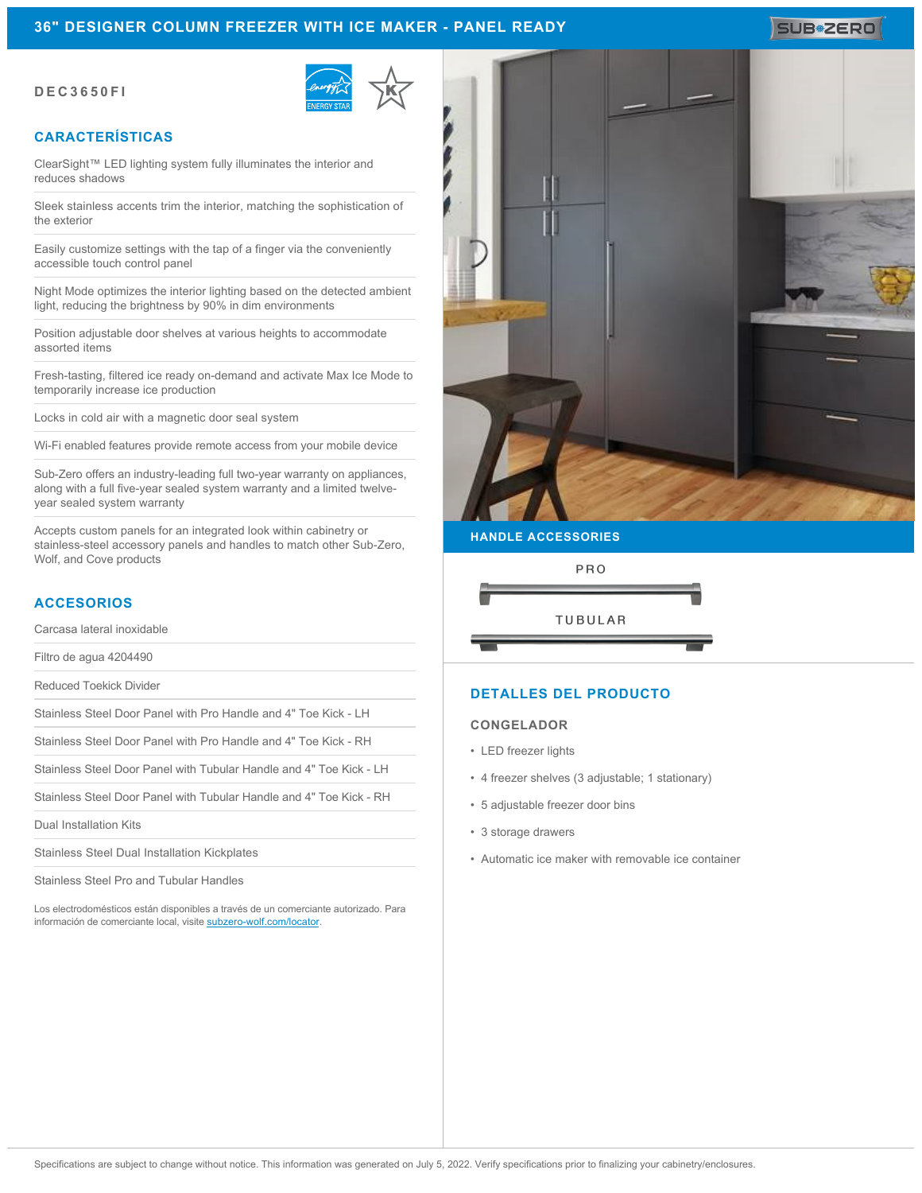# 36" DESIGNER COLUMN FREEZER WITH ICE MAKER - PANEL READY

**DEC3650FI**

## CARACTERÍSTICAS

ClearSight™ LED lighting system fully illuminates the interior and reduces shadows

Sleek stainless accents trim the interior, matching the sophistication of the exterior

Easily customize settings with the tap of a finger via the conveniently accessible touch control panel

Night Mode optimizes the interior lighting based on the detected ambient light, reducing the brightness by 90% in dim environments

Position adjustable door shelves at various heights to accommodate assorted items

Fresh-tasting, filtered ice ready on-demand and activate Max Ice Mode to temporarily increase ice production

Locks in cold air with a magnetic door seal system

Wi-Fi enabled features provide remote access from your mobile device

Sub-Zero offers an industry-leading full two-year warranty on appliances, along with a full five-year sealed system warranty and a limited twelve-year sealed system warranty

Accepts custom panels for an integrated look within cabinetry or stainless-steel accessory panels and handles to match other Sub-Zero, Wolf, and Cove products

## ACCESORIOS

Carcasa lateral inoxidable

Filtro de agua 4204490

Reduced Toekick Divider

Stainless Steel Door Panel with Pro Handle and 4" Toe Kick - LH

Stainless Steel Door Panel with Pro Handle and 4" Toe Kick - RH

Stainless Steel Door Panel with Tubular Handle and 4" Toe Kick - LH

Stainless Steel Door Panel with Tubular Handle and 4" Toe Kick - RH

Dual Installation Kits

Stainless Steel Dual Installation Kickplates

Stainless Steel Pro and Tubular Handles

Los electrodomésticos están disponibles a través de un comerciante autorizado. Para información de comerciante local, visite subzero-wolf.com/locator.

## HANDLE ACCESSORIES

PRO

TUBULAR

## DETALLES DEL PRODUCTO

### CONGELADOR

- LED freezer lights
- 4 freezer shelves (3 adjustable; 1 stationary)
- 5 adjustable freezer door bins
- 3 storage drawers
- Automatic ice maker with removable ice container

Specifications are subject to change without notice. This information was generated on July 5, 2022. Verify specifications prior to finalizing your cabinetry/enclosures.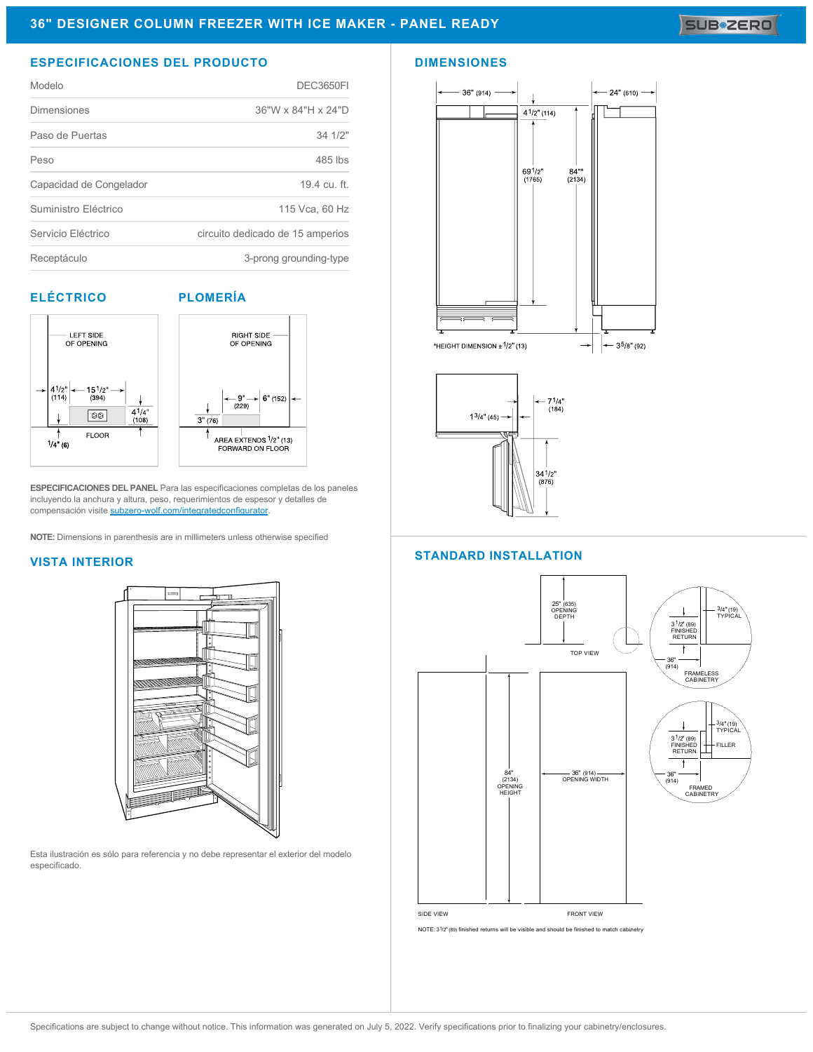# 36" DESIGNER COLUMN FREEZER WITH ICE MAKER - PANEL READY

## ESPECIFICACIONES DEL PRODUCTO

| | |
|---|---|
| Modelo | DEC3650FI |
| Dimensiones | 36"W x 84"H x 24"D |
| Paso de Puertas | 34 1/2" |
| Peso | 485 lbs |
| Capacidad de Congelador | 19.4 cu. ft. |
| Suministro Eléctrico | 115 Vca, 60 Hz |
| Servicio Eléctrico | circuito dedicado de 15 amperios |
| Receptáculo | 3-prong grounding-type |

## ELÉCTRICO

LEFT SIDE OF OPENING

4 1/2" (114)

15 1/2" (394)

4 1/4" (108)

1/4" (6)

FLOOR

## PLOMERÍA

RIGHT SIDE OF OPENING

9" (229)

6" (152)

3" (76)

AREA EXTENDS 1/2" (13) FORWARD ON FLOOR

**ESPECIFICACIONES DEL PANEL** Para las especificaciones completas de los paneles incluyendo la anchura y altura, peso, requerimientos de espesor y detalles de compensación visite subzero-wolf.com/integratedconfigurator.

**NOTE:** Dimensions in parenthesis are in millimeters unless otherwise specified

## VISTA INTERIOR

Esta ilustración es sólo para referencia y no debe representar el exterior del modelo especificado.

## DIMENSIONES

36" (914)

24" (610)

4 1/2" (114)

69 1/2" (1765)

84"* (2134)

*HEIGHT DIMENSION ± 1/2" (13)

3 5/8" (92)

1 3/4" (45)

7 1/4" (184)

34 1/2" (876)

## STANDARD INSTALLATION

25" (635) OPENING DEPTH

TOP VIEW

3/4" (19) TYPICAL

3 1/2" (89) FINISHED RETURN

36" (914)

FRAMELESS CABINETRY

3/4" (19) TYPICAL

3 1/2" (89) FINISHED RETURN

FILLER

36" (914)

FRAMED CABINETRY

84" (2134) OPENING HEIGHT

36" (914) OPENING WIDTH

SIDE VIEW

FRONT VIEW

NOTE: 3 1/2" (89) finished returns will be visible and should be finished to match cabinetry

Specifications are subject to change without notice. This information was generated on July 5, 2022. Verify specifications prior to finalizing your cabinetry/enclosures.